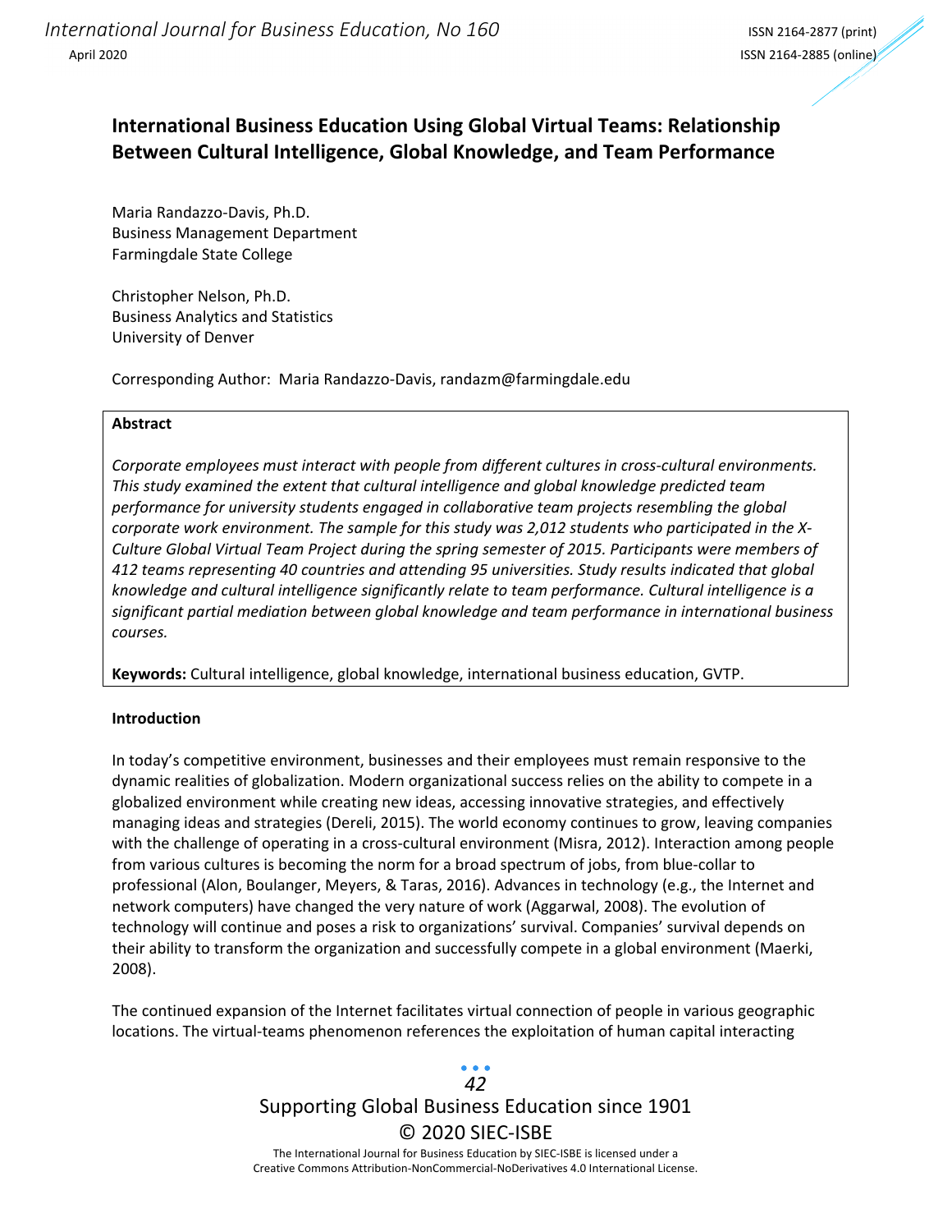# International Business Education Using Global Virtual Teams: Relationship Between Cultural Intelligence, Global Knowledge, and Team Performance

Maria Randazzo-Davis, Ph.D.
Business Management Department
Farmingdale State College

Christopher Nelson, Ph.D.
Business Analytics and Statistics
University of Denver

Corresponding Author: Maria Randazzo-Davis, randazm@farmingdale.edu

**Abstract**

*Corporate employees must interact with people from different cultures in cross-cultural environments. This study examined the extent that cultural intelligence and global knowledge predicted team performance for university students engaged in collaborative team projects resembling the global corporate work environment. The sample for this study was 2,012 students who participated in the X-Culture Global Virtual Team Project during the spring semester of 2015. Participants were members of 412 teams representing 40 countries and attending 95 universities. Study results indicated that global knowledge and cultural intelligence significantly relate to team performance. Cultural intelligence is a significant partial mediation between global knowledge and team performance in international business courses.*

**Keywords:** Cultural intelligence, global knowledge, international business education, GVTP.

## Introduction

In today's competitive environment, businesses and their employees must remain responsive to the dynamic realities of globalization. Modern organizational success relies on the ability to compete in a globalized environment while creating new ideas, accessing innovative strategies, and effectively managing ideas and strategies (Dereli, 2015). The world economy continues to grow, leaving companies with the challenge of operating in a cross-cultural environment (Misra, 2012). Interaction among people from various cultures is becoming the norm for a broad spectrum of jobs, from blue-collar to professional (Alon, Boulanger, Meyers, & Taras, 2016). Advances in technology (e.g., the Internet and network computers) have changed the very nature of work (Aggarwal, 2008). The evolution of technology will continue and poses a risk to organizations' survival. Companies' survival depends on their ability to transform the organization and successfully compete in a global environment (Maerki, 2008).

The continued expansion of the Internet facilitates virtual connection of people in various geographic locations. The virtual-teams phenomenon references the exploitation of human capital interacting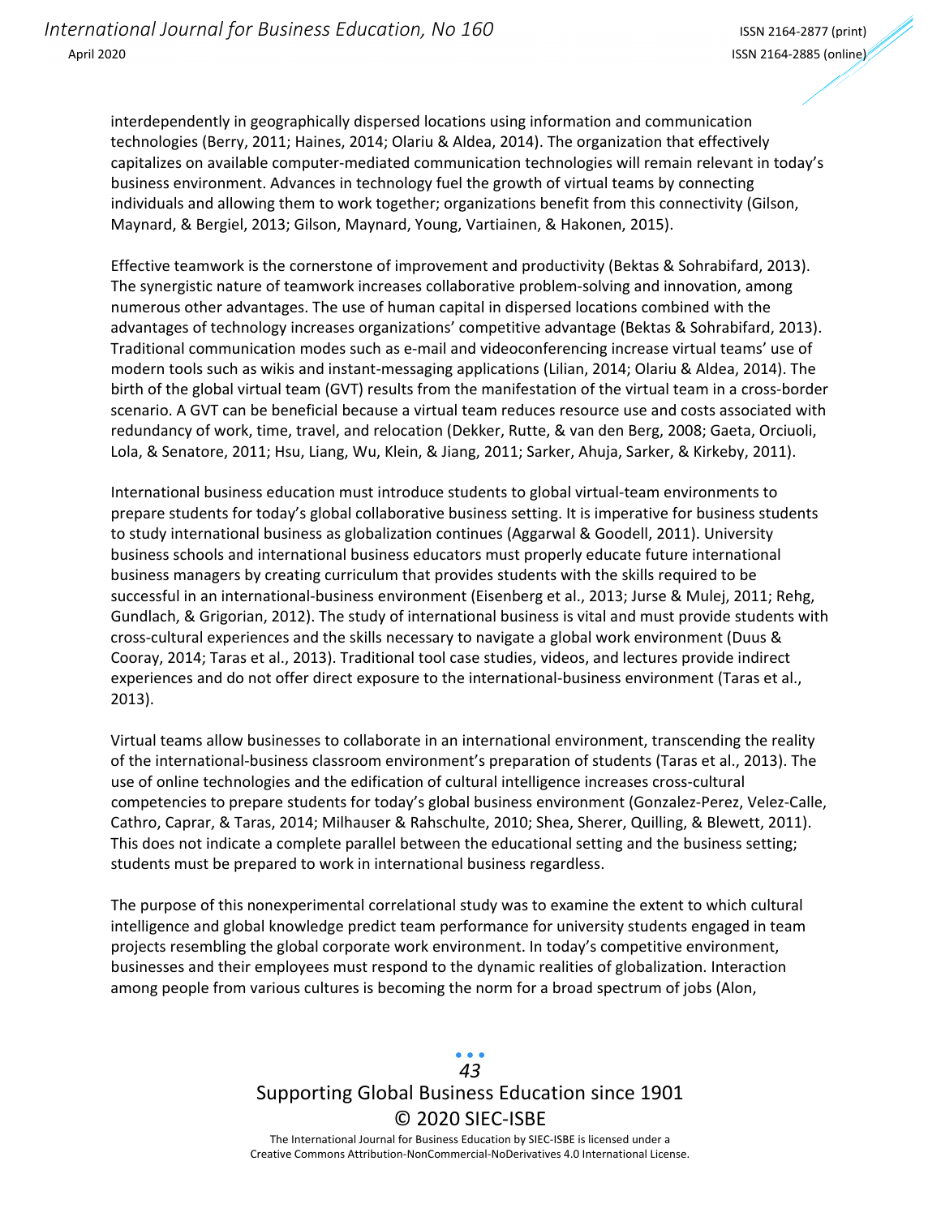interdependently in geographically dispersed locations using information and communication technologies (Berry, 2011; Haines, 2014; Olariu & Aldea, 2014). The organization that effectively capitalizes on available computer-mediated communication technologies will remain relevant in today's business environment. Advances in technology fuel the growth of virtual teams by connecting individuals and allowing them to work together; organizations benefit from this connectivity (Gilson, Maynard, & Bergiel, 2013; Gilson, Maynard, Young, Vartiainen, & Hakonen, 2015).

Effective teamwork is the cornerstone of improvement and productivity (Bektas & Sohrabifard, 2013). The synergistic nature of teamwork increases collaborative problem-solving and innovation, among numerous other advantages. The use of human capital in dispersed locations combined with the advantages of technology increases organizations' competitive advantage (Bektas & Sohrabifard, 2013). Traditional communication modes such as e-mail and videoconferencing increase virtual teams' use of modern tools such as wikis and instant-messaging applications (Lilian, 2014; Olariu & Aldea, 2014). The birth of the global virtual team (GVT) results from the manifestation of the virtual team in a cross-border scenario. A GVT can be beneficial because a virtual team reduces resource use and costs associated with redundancy of work, time, travel, and relocation (Dekker, Rutte, & van den Berg, 2008; Gaeta, Orciuoli, Lola, & Senatore, 2011; Hsu, Liang, Wu, Klein, & Jiang, 2011; Sarker, Ahuja, Sarker, & Kirkeby, 2011).

International business education must introduce students to global virtual-team environments to prepare students for today's global collaborative business setting. It is imperative for business students to study international business as globalization continues (Aggarwal & Goodell, 2011). University business schools and international business educators must properly educate future international business managers by creating curriculum that provides students with the skills required to be successful in an international-business environment (Eisenberg et al., 2013; Jurse & Mulej, 2011; Rehg, Gundlach, & Grigorian, 2012). The study of international business is vital and must provide students with cross-cultural experiences and the skills necessary to navigate a global work environment (Duus & Cooray, 2014; Taras et al., 2013). Traditional tool case studies, videos, and lectures provide indirect experiences and do not offer direct exposure to the international-business environment (Taras et al., 2013).

Virtual teams allow businesses to collaborate in an international environment, transcending the reality of the international-business classroom environment's preparation of students (Taras et al., 2013). The use of online technologies and the edification of cultural intelligence increases cross-cultural competencies to prepare students for today's global business environment (Gonzalez-Perez, Velez-Calle, Cathro, Caprar, & Taras, 2014; Milhauser & Rahschulte, 2010; Shea, Sherer, Quilling, & Blewett, 2011). This does not indicate a complete parallel between the educational setting and the business setting; students must be prepared to work in international business regardless.

The purpose of this nonexperimental correlational study was to examine the extent to which cultural intelligence and global knowledge predict team performance for university students engaged in team projects resembling the global corporate work environment. In today's competitive environment, businesses and their employees must respond to the dynamic realities of globalization. Interaction among people from various cultures is becoming the norm for a broad spectrum of jobs (Alon,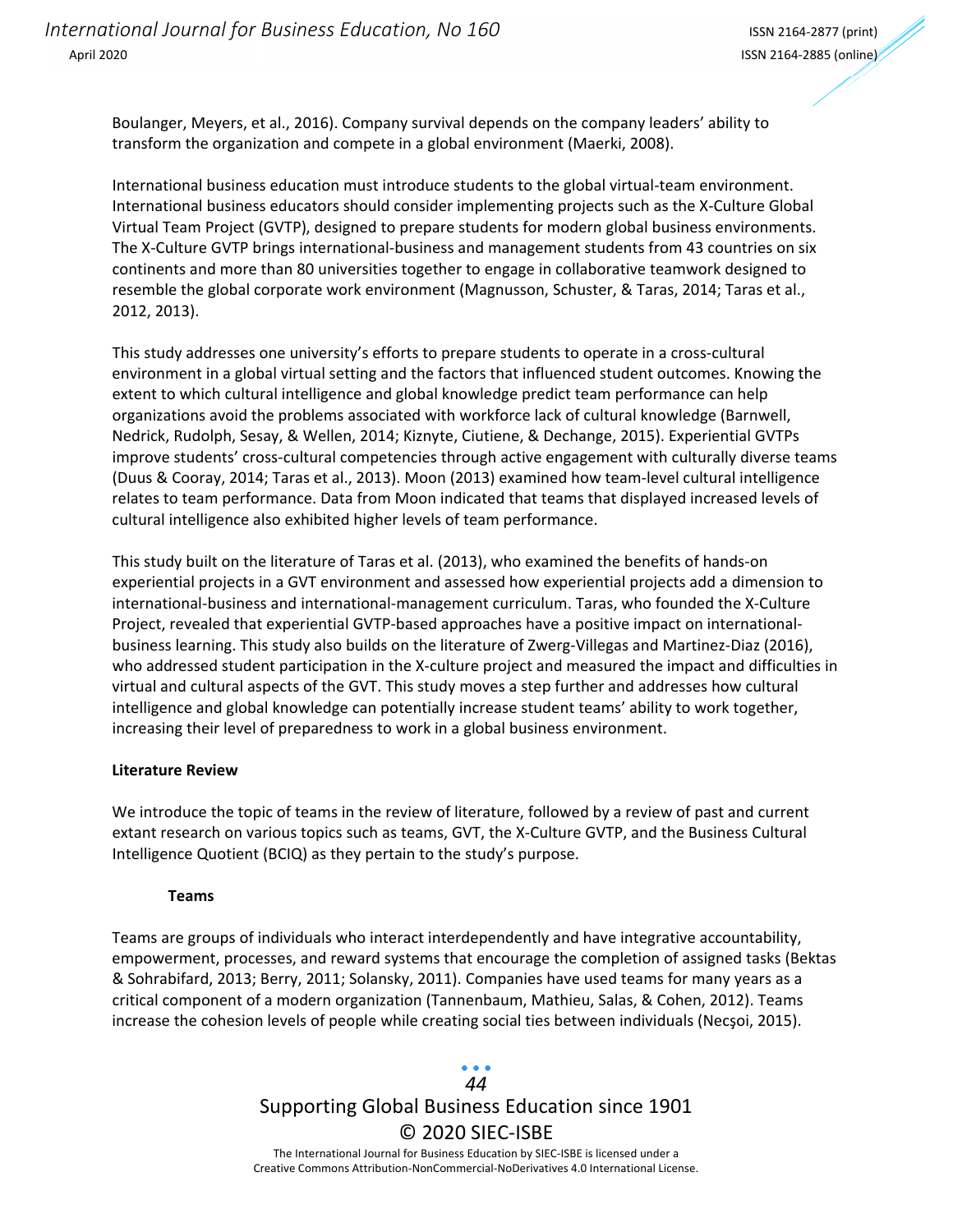Boulanger, Meyers, et al., 2016). Company survival depends on the company leaders' ability to transform the organization and compete in a global environment (Maerki, 2008).

International business education must introduce students to the global virtual-team environment. International business educators should consider implementing projects such as the X-Culture Global Virtual Team Project (GVTP), designed to prepare students for modern global business environments. The X-Culture GVTP brings international-business and management students from 43 countries on six continents and more than 80 universities together to engage in collaborative teamwork designed to resemble the global corporate work environment (Magnusson, Schuster, & Taras, 2014; Taras et al., 2012, 2013).

This study addresses one university's efforts to prepare students to operate in a cross-cultural environment in a global virtual setting and the factors that influenced student outcomes. Knowing the extent to which cultural intelligence and global knowledge predict team performance can help organizations avoid the problems associated with workforce lack of cultural knowledge (Barnwell, Nedrick, Rudolph, Sesay, & Wellen, 2014; Kiznyte, Ciutiene, & Dechange, 2015). Experiential GVTPs improve students' cross-cultural competencies through active engagement with culturally diverse teams (Duus & Cooray, 2014; Taras et al., 2013). Moon (2013) examined how team-level cultural intelligence relates to team performance. Data from Moon indicated that teams that displayed increased levels of cultural intelligence also exhibited higher levels of team performance.

This study built on the literature of Taras et al. (2013), who examined the benefits of hands-on experiential projects in a GVT environment and assessed how experiential projects add a dimension to international-business and international-management curriculum. Taras, who founded the X-Culture Project, revealed that experiential GVTP-based approaches have a positive impact on international-business learning. This study also builds on the literature of Zwerg-Villegas and Martinez-Diaz (2016), who addressed student participation in the X-culture project and measured the impact and difficulties in virtual and cultural aspects of the GVT. This study moves a step further and addresses how cultural intelligence and global knowledge can potentially increase student teams' ability to work together, increasing their level of preparedness to work in a global business environment.

## Literature Review

We introduce the topic of teams in the review of literature, followed by a review of past and current extant research on various topics such as teams, GVT, the X-Culture GVTP, and the Business Cultural Intelligence Quotient (BCIQ) as they pertain to the study's purpose.

### Teams

Teams are groups of individuals who interact interdependently and have integrative accountability, empowerment, processes, and reward systems that encourage the completion of assigned tasks (Bektas & Sohrabifard, 2013; Berry, 2011; Solansky, 2011). Companies have used teams for many years as a critical component of a modern organization (Tannenbaum, Mathieu, Salas, & Cohen, 2012). Teams increase the cohesion levels of people while creating social ties between individuals (Necşoi, 2015).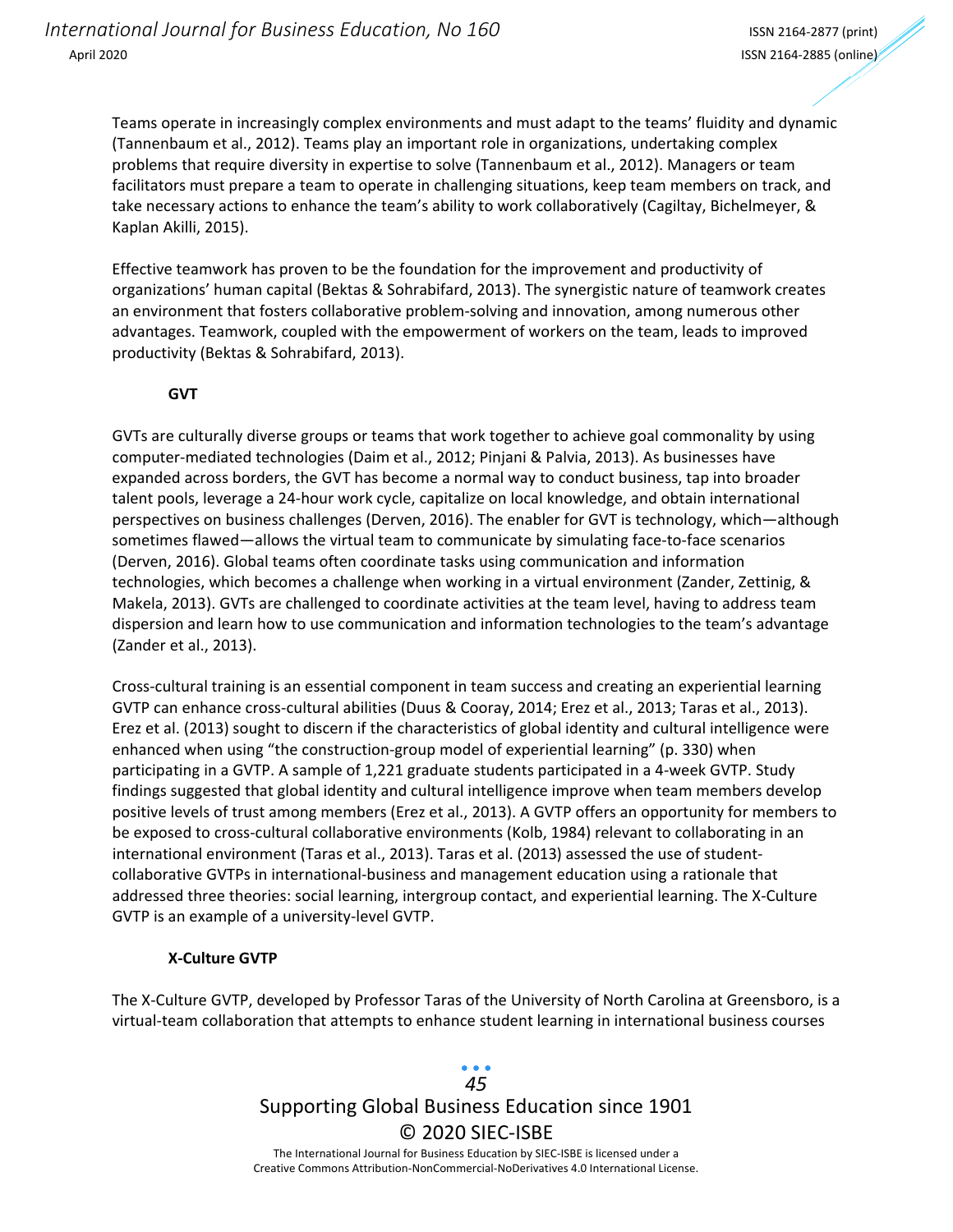Teams operate in increasingly complex environments and must adapt to the teams' fluidity and dynamic (Tannenbaum et al., 2012). Teams play an important role in organizations, undertaking complex problems that require diversity in expertise to solve (Tannenbaum et al., 2012). Managers or team facilitators must prepare a team to operate in challenging situations, keep team members on track, and take necessary actions to enhance the team's ability to work collaboratively (Cagiltay, Bichelmeyer, & Kaplan Akilli, 2015).

Effective teamwork has proven to be the foundation for the improvement and productivity of organizations' human capital (Bektas & Sohrabifard, 2013). The synergistic nature of teamwork creates an environment that fosters collaborative problem-solving and innovation, among numerous other advantages. Teamwork, coupled with the empowerment of workers on the team, leads to improved productivity (Bektas & Sohrabifard, 2013).

### GVT

GVTs are culturally diverse groups or teams that work together to achieve goal commonality by using computer-mediated technologies (Daim et al., 2012; Pinjani & Palvia, 2013). As businesses have expanded across borders, the GVT has become a normal way to conduct business, tap into broader talent pools, leverage a 24-hour work cycle, capitalize on local knowledge, and obtain international perspectives on business challenges (Derven, 2016). The enabler for GVT is technology, which—although sometimes flawed—allows the virtual team to communicate by simulating face-to-face scenarios (Derven, 2016). Global teams often coordinate tasks using communication and information technologies, which becomes a challenge when working in a virtual environment (Zander, Zettinig, & Makela, 2013). GVTs are challenged to coordinate activities at the team level, having to address team dispersion and learn how to use communication and information technologies to the team's advantage (Zander et al., 2013).

Cross-cultural training is an essential component in team success and creating an experiential learning GVTP can enhance cross-cultural abilities (Duus & Cooray, 2014; Erez et al., 2013; Taras et al., 2013). Erez et al. (2013) sought to discern if the characteristics of global identity and cultural intelligence were enhanced when using "the construction-group model of experiential learning" (p. 330) when participating in a GVTP. A sample of 1,221 graduate students participated in a 4-week GVTP. Study findings suggested that global identity and cultural intelligence improve when team members develop positive levels of trust among members (Erez et al., 2013). A GVTP offers an opportunity for members to be exposed to cross-cultural collaborative environments (Kolb, 1984) relevant to collaborating in an international environment (Taras et al., 2013). Taras et al. (2013) assessed the use of student-collaborative GVTPs in international-business and management education using a rationale that addressed three theories: social learning, intergroup contact, and experiential learning. The X-Culture GVTP is an example of a university-level GVTP.

### X-Culture GVTP

The X-Culture GVTP, developed by Professor Taras of the University of North Carolina at Greensboro, is a virtual-team collaboration that attempts to enhance student learning in international business courses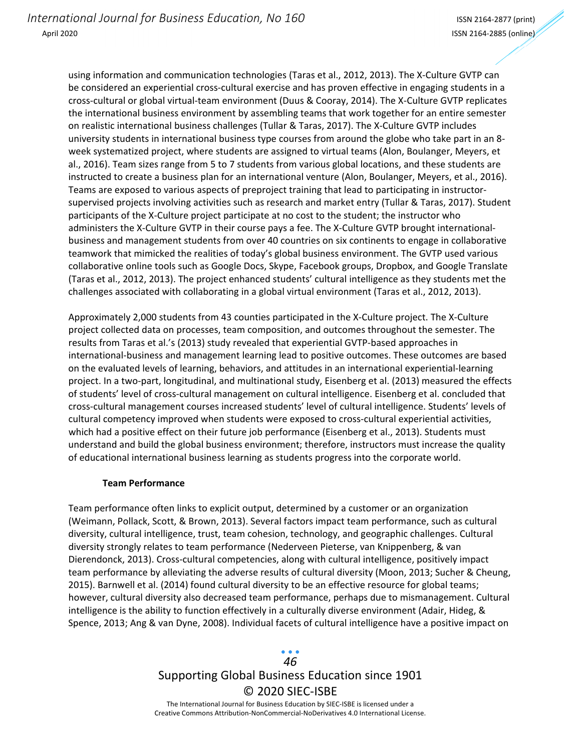using information and communication technologies (Taras et al., 2012, 2013). The X-Culture GVTP can be considered an experiential cross-cultural exercise and has proven effective in engaging students in a cross-cultural or global virtual-team environment (Duus & Cooray, 2014). The X-Culture GVTP replicates the international business environment by assembling teams that work together for an entire semester on realistic international business challenges (Tullar & Taras, 2017). The X-Culture GVTP includes university students in international business type courses from around the globe who take part in an 8-week systematized project, where students are assigned to virtual teams (Alon, Boulanger, Meyers, et al., 2016). Team sizes range from 5 to 7 students from various global locations, and these students are instructed to create a business plan for an international venture (Alon, Boulanger, Meyers, et al., 2016). Teams are exposed to various aspects of preproject training that lead to participating in instructor-supervised projects involving activities such as research and market entry (Tullar & Taras, 2017). Student participants of the X-Culture project participate at no cost to the student; the instructor who administers the X-Culture GVTP in their course pays a fee. The X-Culture GVTP brought international-business and management students from over 40 countries on six continents to engage in collaborative teamwork that mimicked the realities of today's global business environment. The GVTP used various collaborative online tools such as Google Docs, Skype, Facebook groups, Dropbox, and Google Translate (Taras et al., 2012, 2013). The project enhanced students' cultural intelligence as they students met the challenges associated with collaborating in a global virtual environment (Taras et al., 2012, 2013).

Approximately 2,000 students from 43 counties participated in the X-Culture project. The X-Culture project collected data on processes, team composition, and outcomes throughout the semester. The results from Taras et al.'s (2013) study revealed that experiential GVTP-based approaches in international-business and management learning lead to positive outcomes. These outcomes are based on the evaluated levels of learning, behaviors, and attitudes in an international experiential-learning project. In a two-part, longitudinal, and multinational study, Eisenberg et al. (2013) measured the effects of students' level of cross-cultural management on cultural intelligence. Eisenberg et al. concluded that cross-cultural management courses increased students' level of cultural intelligence. Students' levels of cultural competency improved when students were exposed to cross-cultural experiential activities, which had a positive effect on their future job performance (Eisenberg et al., 2013). Students must understand and build the global business environment; therefore, instructors must increase the quality of educational international business learning as students progress into the corporate world.

### Team Performance

Team performance often links to explicit output, determined by a customer or an organization (Weimann, Pollack, Scott, & Brown, 2013). Several factors impact team performance, such as cultural diversity, cultural intelligence, trust, team cohesion, technology, and geographic challenges. Cultural diversity strongly relates to team performance (Nederveen Pieterse, van Knippenberg, & van Dierendonck, 2013). Cross-cultural competencies, along with cultural intelligence, positively impact team performance by alleviating the adverse results of cultural diversity (Moon, 2013; Sucher & Cheung, 2015). Barnwell et al. (2014) found cultural diversity to be an effective resource for global teams; however, cultural diversity also decreased team performance, perhaps due to mismanagement. Cultural intelligence is the ability to function effectively in a culturally diverse environment (Adair, Hideg, & Spence, 2013; Ang & van Dyne, 2008). Individual facets of cultural intelligence have a positive impact on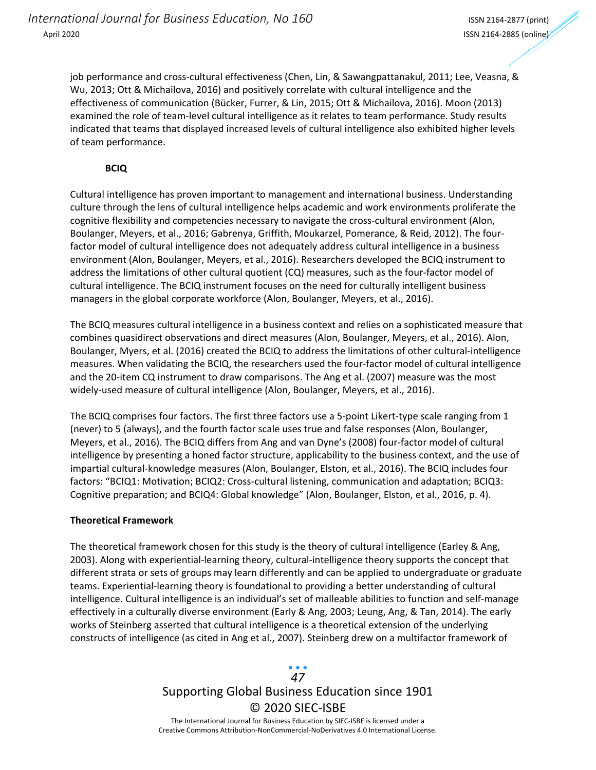job performance and cross-cultural effectiveness (Chen, Lin, & Sawangpattanakul, 2011; Lee, Veasna, & Wu, 2013; Ott & Michailova, 2016) and positively correlate with cultural intelligence and the effectiveness of communication (Bücker, Furrer, & Lin, 2015; Ott & Michailova, 2016). Moon (2013) examined the role of team-level cultural intelligence as it relates to team performance. Study results indicated that teams that displayed increased levels of cultural intelligence also exhibited higher levels of team performance.

### BCIQ

Cultural intelligence has proven important to management and international business. Understanding culture through the lens of cultural intelligence helps academic and work environments proliferate the cognitive flexibility and competencies necessary to navigate the cross-cultural environment (Alon, Boulanger, Meyers, et al., 2016; Gabrenya, Griffith, Moukarzel, Pomerance, & Reid, 2012). The four-factor model of cultural intelligence does not adequately address cultural intelligence in a business environment (Alon, Boulanger, Meyers, et al., 2016). Researchers developed the BCIQ instrument to address the limitations of other cultural quotient (CQ) measures, such as the four-factor model of cultural intelligence. The BCIQ instrument focuses on the need for culturally intelligent business managers in the global corporate workforce (Alon, Boulanger, Meyers, et al., 2016).

The BCIQ measures cultural intelligence in a business context and relies on a sophisticated measure that combines quasidirect observations and direct measures (Alon, Boulanger, Meyers, et al., 2016). Alon, Boulanger, Myers, et al. (2016) created the BCIQ to address the limitations of other cultural-intelligence measures. When validating the BCIQ, the researchers used the four-factor model of cultural intelligence and the 20-item CQ instrument to draw comparisons. The Ang et al. (2007) measure was the most widely-used measure of cultural intelligence (Alon, Boulanger, Meyers, et al., 2016).

The BCIQ comprises four factors. The first three factors use a 5-point Likert-type scale ranging from 1 (never) to 5 (always), and the fourth factor scale uses true and false responses (Alon, Boulanger, Meyers, et al., 2016). The BCIQ differs from Ang and van Dyne's (2008) four-factor model of cultural intelligence by presenting a honed factor structure, applicability to the business context, and the use of impartial cultural-knowledge measures (Alon, Boulanger, Elston, et al., 2016). The BCIQ includes four factors: "BCIQ1: Motivation; BCIQ2: Cross-cultural listening, communication and adaptation; BCIQ3: Cognitive preparation; and BCIQ4: Global knowledge" (Alon, Boulanger, Elston, et al., 2016, p. 4).

## Theoretical Framework

The theoretical framework chosen for this study is the theory of cultural intelligence (Earley & Ang, 2003). Along with experiential-learning theory, cultural-intelligence theory supports the concept that different strata or sets of groups may learn differently and can be applied to undergraduate or graduate teams. Experiential-learning theory is foundational to providing a better understanding of cultural intelligence. Cultural intelligence is an individual's set of malleable abilities to function and self-manage effectively in a culturally diverse environment (Early & Ang, 2003; Leung, Ang, & Tan, 2014). The early works of Steinberg asserted that cultural intelligence is a theoretical extension of the underlying constructs of intelligence (as cited in Ang et al., 2007). Steinberg drew on a multifactor framework of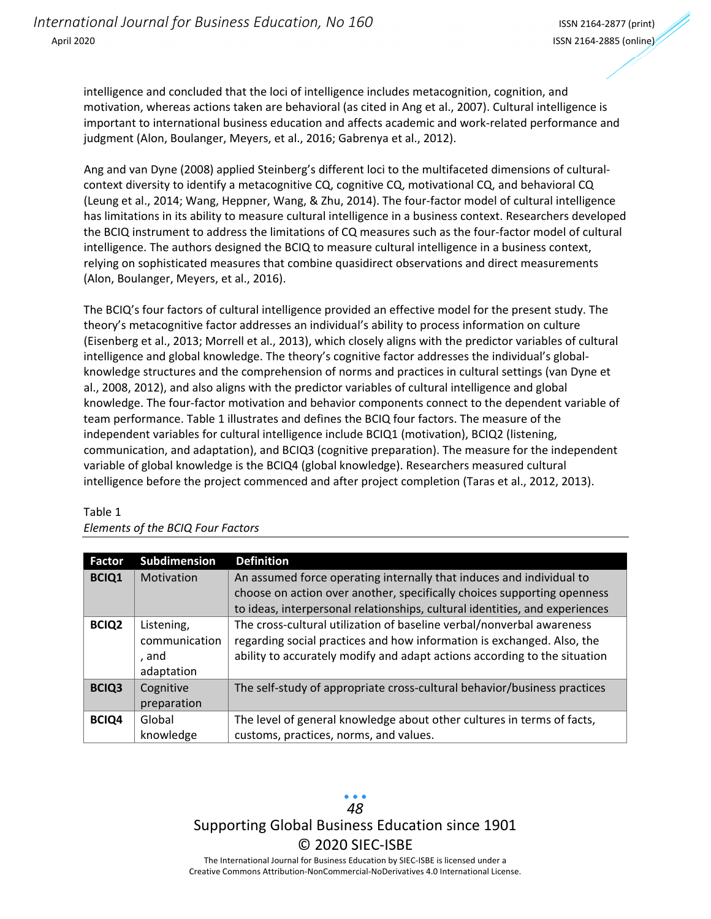intelligence and concluded that the loci of intelligence includes metacognition, cognition, and motivation, whereas actions taken are behavioral (as cited in Ang et al., 2007). Cultural intelligence is important to international business education and affects academic and work-related performance and judgment (Alon, Boulanger, Meyers, et al., 2016; Gabrenya et al., 2012).

Ang and van Dyne (2008) applied Steinberg's different loci to the multifaceted dimensions of cultural-context diversity to identify a metacognitive CQ, cognitive CQ, motivational CQ, and behavioral CQ (Leung et al., 2014; Wang, Heppner, Wang, & Zhu, 2014). The four-factor model of cultural intelligence has limitations in its ability to measure cultural intelligence in a business context. Researchers developed the BCIQ instrument to address the limitations of CQ measures such as the four-factor model of cultural intelligence. The authors designed the BCIQ to measure cultural intelligence in a business context, relying on sophisticated measures that combine quasidirect observations and direct measurements (Alon, Boulanger, Meyers, et al., 2016).

The BCIQ's four factors of cultural intelligence provided an effective model for the present study. The theory's metacognitive factor addresses an individual's ability to process information on culture (Eisenberg et al., 2013; Morrell et al., 2013), which closely aligns with the predictor variables of cultural intelligence and global knowledge. The theory's cognitive factor addresses the individual's global-knowledge structures and the comprehension of norms and practices in cultural settings (van Dyne et al., 2008, 2012), and also aligns with the predictor variables of cultural intelligence and global knowledge. The four-factor motivation and behavior components connect to the dependent variable of team performance. Table 1 illustrates and defines the BCIQ four factors. The measure of the independent variables for cultural intelligence include BCIQ1 (motivation), BCIQ2 (listening, communication, and adaptation), and BCIQ3 (cognitive preparation). The measure for the independent variable of global knowledge is the BCIQ4 (global knowledge). Researchers measured cultural intelligence before the project commenced and after project completion (Taras et al., 2012, 2013).

Table 1
*Elements of the BCIQ Four Factors*

| Factor | Subdimension | Definition |
|---|---|---|
| **BCIQ1** | Motivation | An assumed force operating internally that induces and individual to choose on action over another, specifically choices supporting openness to ideas, interpersonal relationships, cultural identities, and experiences |
| **BCIQ2** | Listening, communication, and adaptation | The cross-cultural utilization of baseline verbal/nonverbal awareness regarding social practices and how information is exchanged. Also, the ability to accurately modify and adapt actions according to the situation |
| **BCIQ3** | Cognitive preparation | The self-study of appropriate cross-cultural behavior/business practices |
| **BCIQ4** | Global knowledge | The level of general knowledge about other cultures in terms of facts, customs, practices, norms, and values. |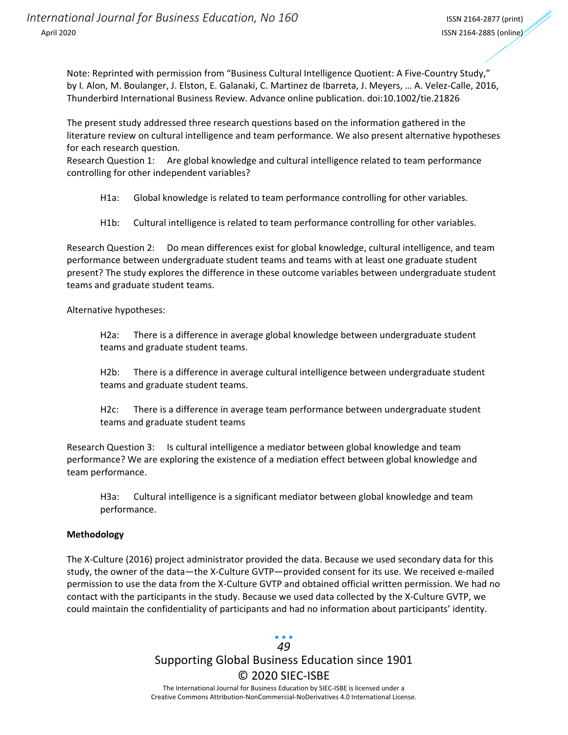Note: Reprinted with permission from "Business Cultural Intelligence Quotient: A Five-Country Study," by I. Alon, M. Boulanger, J. Elston, E. Galanaki, C. Martinez de Ibarreta, J. Meyers, … A. Velez-Calle, 2016, Thunderbird International Business Review. Advance online publication. doi:10.1002/tie.21826

The present study addressed three research questions based on the information gathered in the literature review on cultural intelligence and team performance. We also present alternative hypotheses for each research question.

Research Question 1: Are global knowledge and cultural intelligence related to team performance controlling for other independent variables?

> H1a: Global knowledge is related to team performance controlling for other variables.
>
> H1b: Cultural intelligence is related to team performance controlling for other variables.

Research Question 2: Do mean differences exist for global knowledge, cultural intelligence, and team performance between undergraduate student teams and teams with at least one graduate student present? The study explores the difference in these outcome variables between undergraduate student teams and graduate student teams.

Alternative hypotheses:

> H2a: There is a difference in average global knowledge between undergraduate student teams and graduate student teams.
>
> H2b: There is a difference in average cultural intelligence between undergraduate student teams and graduate student teams.
>
> H2c: There is a difference in average team performance between undergraduate student teams and graduate student teams

Research Question 3: Is cultural intelligence a mediator between global knowledge and team performance? We are exploring the existence of a mediation effect between global knowledge and team performance.

> H3a: Cultural intelligence is a significant mediator between global knowledge and team performance.

**Methodology**

The X-Culture (2016) project administrator provided the data. Because we used secondary data for this study, the owner of the data—the X-Culture GVTP—provided consent for its use. We received e-mailed permission to use the data from the X-Culture GVTP and obtained official written permission. We had no contact with the participants in the study. Because we used data collected by the X-Culture GVTP, we could maintain the confidentiality of participants and had no information about participants' identity.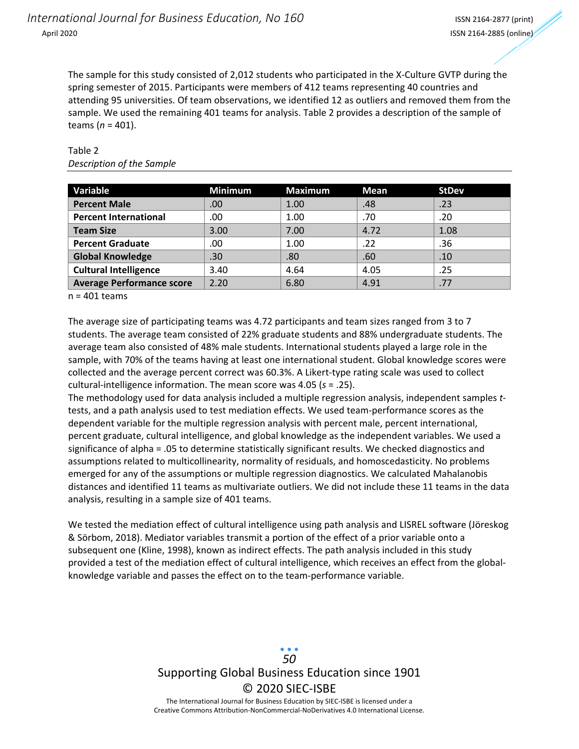The sample for this study consisted of 2,012 students who participated in the X-Culture GVTP during the spring semester of 2015. Participants were members of 412 teams representing 40 countries and attending 95 universities. Of team observations, we identified 12 as outliers and removed them from the sample. We used the remaining 401 teams for analysis. Table 2 provides a description of the sample of teams (*n* = 401).

Table 2
*Description of the Sample*

| Variable | Minimum | Maximum | Mean | StDev |
|---|---|---|---|---|
| **Percent Male** | .00 | 1.00 | .48 | .23 |
| **Percent International** | .00 | 1.00 | .70 | .20 |
| **Team Size** | 3.00 | 7.00 | 4.72 | 1.08 |
| **Percent Graduate** | .00 | 1.00 | .22 | .36 |
| **Global Knowledge** | .30 | .80 | .60 | .10 |
| **Cultural Intelligence** | 3.40 | 4.64 | 4.05 | .25 |
| **Average Performance score** | 2.20 | 6.80 | 4.91 | .77 |

n = 401 teams

The average size of participating teams was 4.72 participants and team sizes ranged from 3 to 7 students. The average team consisted of 22% graduate students and 88% undergraduate students. The average team also consisted of 48% male students. International students played a large role in the sample, with 70% of the teams having at least one international student. Global knowledge scores were collected and the average percent correct was 60.3%. A Likert-type rating scale was used to collect cultural-intelligence information. The mean score was 4.05 (*s* = .25).
The methodology used for data analysis included a multiple regression analysis, independent samples *t*-tests, and a path analysis used to test mediation effects. We used team-performance scores as the dependent variable for the multiple regression analysis with percent male, percent international, percent graduate, cultural intelligence, and global knowledge as the independent variables. We used a significance of alpha = .05 to determine statistically significant results. We checked diagnostics and assumptions related to multicollinearity, normality of residuals, and homoscedasticity. No problems emerged for any of the assumptions or multiple regression diagnostics. We calculated Mahalanobis distances and identified 11 teams as multivariate outliers. We did not include these 11 teams in the data analysis, resulting in a sample size of 401 teams.

We tested the mediation effect of cultural intelligence using path analysis and LISREL software (Jöreskog & Sörbom, 2018). Mediator variables transmit a portion of the effect of a prior variable onto a subsequent one (Kline, 1998), known as indirect effects. The path analysis included in this study provided a test of the mediation effect of cultural intelligence, which receives an effect from the global-knowledge variable and passes the effect on to the team-performance variable.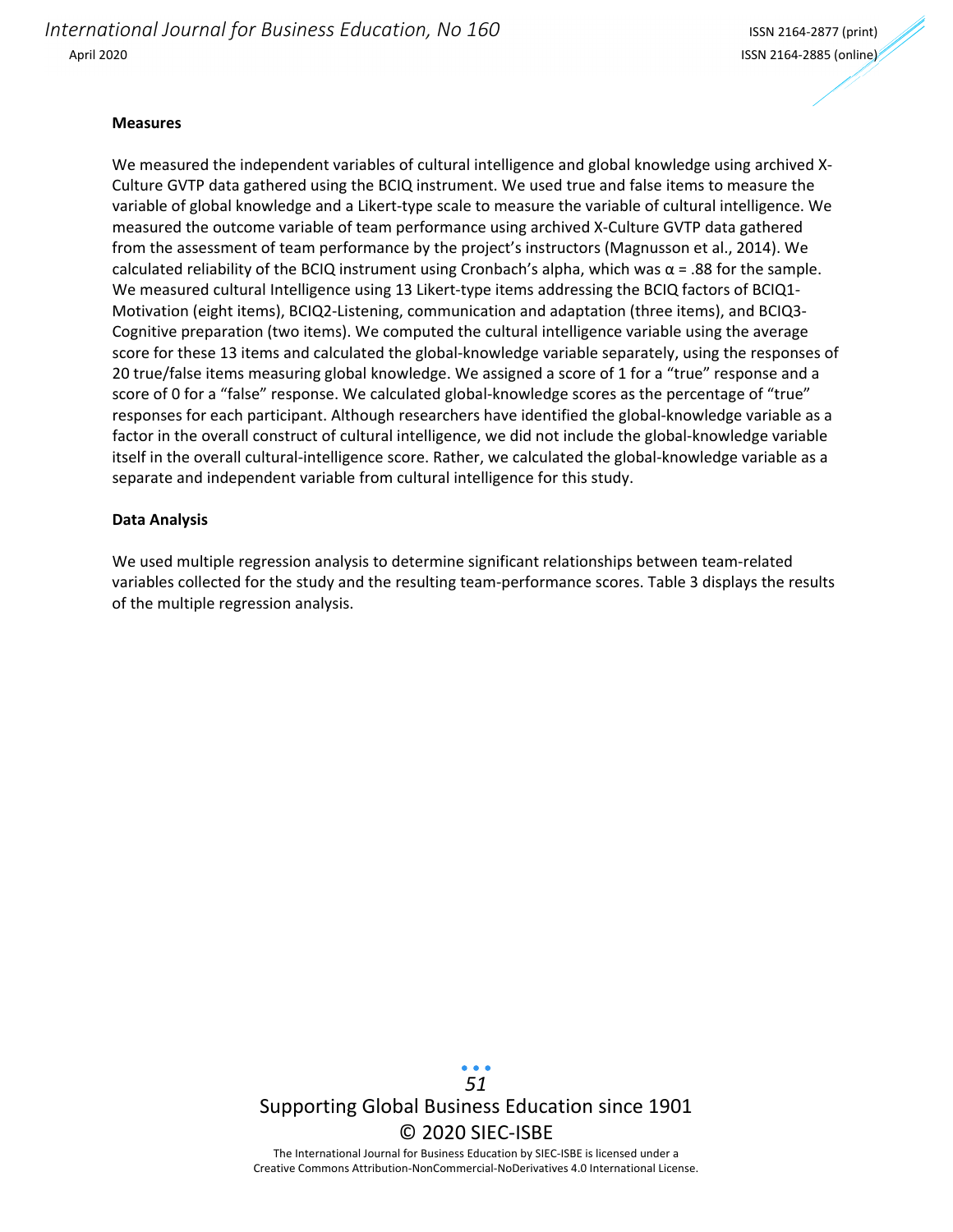**Measures**

We measured the independent variables of cultural intelligence and global knowledge using archived X-Culture GVTP data gathered using the BCIQ instrument. We used true and false items to measure the variable of global knowledge and a Likert-type scale to measure the variable of cultural intelligence. We measured the outcome variable of team performance using archived X-Culture GVTP data gathered from the assessment of team performance by the project's instructors (Magnusson et al., 2014). We calculated reliability of the BCIQ instrument using Cronbach's alpha, which was $\alpha = .88$ for the sample. We measured cultural Intelligence using 13 Likert-type items addressing the BCIQ factors of BCIQ1-Motivation (eight items), BCIQ2-Listening, communication and adaptation (three items), and BCIQ3-Cognitive preparation (two items). We computed the cultural intelligence variable using the average score for these 13 items and calculated the global-knowledge variable separately, using the responses of 20 true/false items measuring global knowledge. We assigned a score of 1 for a "true" response and a score of 0 for a "false" response. We calculated global-knowledge scores as the percentage of "true" responses for each participant. Although researchers have identified the global-knowledge variable as a factor in the overall construct of cultural intelligence, we did not include the global-knowledge variable itself in the overall cultural-intelligence score. Rather, we calculated the global-knowledge variable as a separate and independent variable from cultural intelligence for this study.

**Data Analysis**

We used multiple regression analysis to determine significant relationships between team-related variables collected for the study and the resulting team-performance scores. Table 3 displays the results of the multiple regression analysis.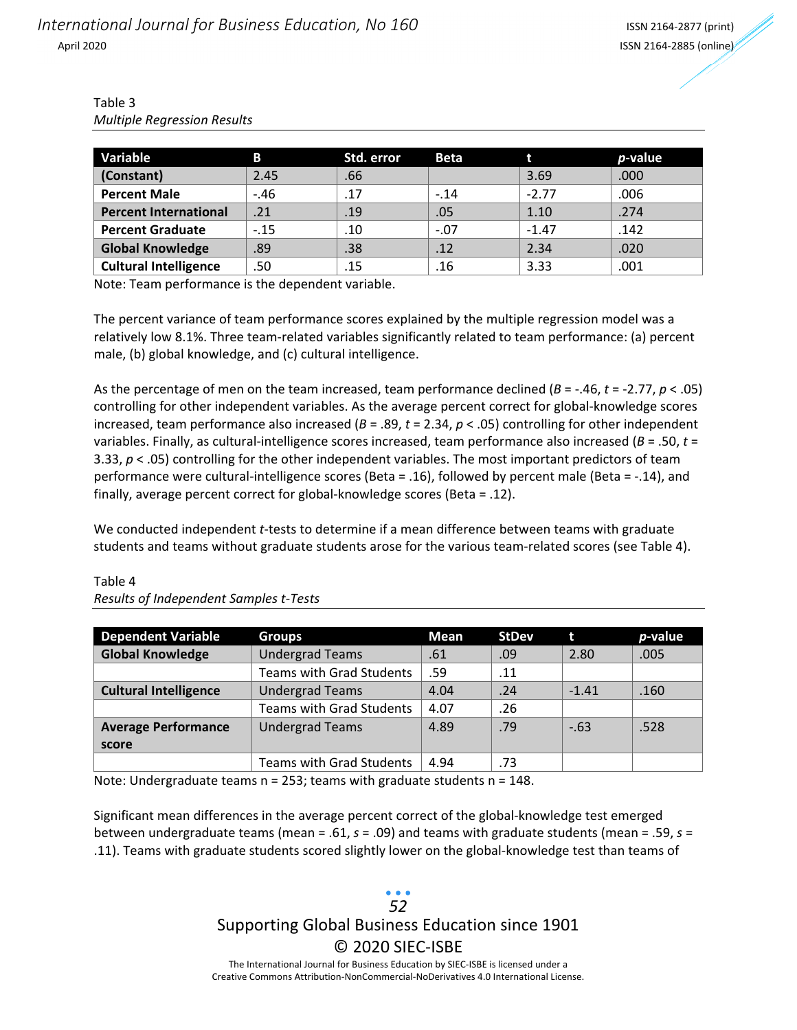Table 3
*Multiple Regression Results*

| Variable | B | Std. error | Beta | t | *p*-value |
|---|---|---|---|---|---|
| **(Constant)** | 2.45 | .66 | | 3.69 | .000 |
| **Percent Male** | -.46 | .17 | -.14 | -2.77 | .006 |
| **Percent International** | .21 | .19 | .05 | 1.10 | .274 |
| **Percent Graduate** | -.15 | .10 | -.07 | -1.47 | .142 |
| **Global Knowledge** | .89 | .38 | .12 | 2.34 | .020 |
| **Cultural Intelligence** | .50 | .15 | .16 | 3.33 | .001 |

Note: Team performance is the dependent variable.

The percent variance of team performance scores explained by the multiple regression model was a relatively low 8.1%. Three team-related variables significantly related to team performance: (a) percent male, (b) global knowledge, and (c) cultural intelligence.

As the percentage of men on the team increased, team performance declined ($B$ = -.46, $t$ = -2.77, $p < .05$) controlling for other independent variables. As the average percent correct for global-knowledge scores increased, team performance also increased ($B$ = .89, $t$ = 2.34, $p < .05$) controlling for other independent variables. Finally, as cultural-intelligence scores increased, team performance also increased ($B$ = .50, $t$ = 3.33, $p < .05$) controlling for the other independent variables. The most important predictors of team performance were cultural-intelligence scores (Beta = .16), followed by percent male (Beta = -.14), and finally, average percent correct for global-knowledge scores (Beta = .12).

We conducted independent $t$-tests to determine if a mean difference between teams with graduate students and teams without graduate students arose for the various team-related scores (see Table 4).

Table 4
*Results of Independent Samples t-Tests*

| Dependent Variable | Groups | Mean | StDev | t | *p*-value |
|---|---|---|---|---|---|
| **Global Knowledge** | Undergrad Teams | .61 | .09 | 2.80 | .005 |
| | Teams with Grad Students | .59 | .11 | | |
| **Cultural Intelligence** | Undergrad Teams | 4.04 | .24 | -1.41 | .160 |
| | Teams with Grad Students | 4.07 | .26 | | |
| **Average Performance score** | Undergrad Teams | 4.89 | .79 | -.63 | .528 |
| | Teams with Grad Students | 4.94 | .73 | | |

Note: Undergraduate teams n = 253; teams with graduate students n = 148.

Significant mean differences in the average percent correct of the global-knowledge test emerged between undergraduate teams (mean = .61, $s$ = .09) and teams with graduate students (mean = .59, $s$ = .11). Teams with graduate students scored slightly lower on the global-knowledge test than teams of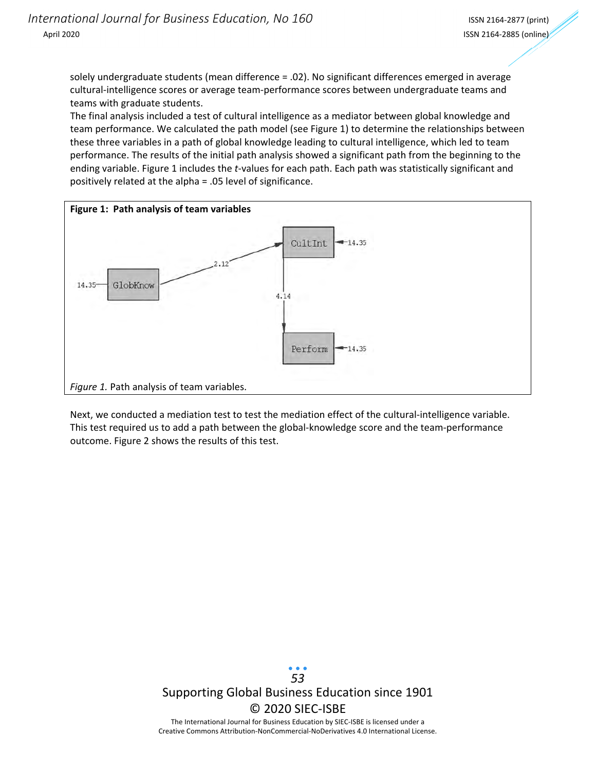solely undergraduate students (mean difference = .02). No significant differences emerged in average cultural-intelligence scores or average team-performance scores between undergraduate teams and teams with graduate students.

The final analysis included a test of cultural intelligence as a mediator between global knowledge and team performance. We calculated the path model (see Figure 1) to determine the relationships between these three variables in a path of global knowledge leading to cultural intelligence, which led to team performance. The results of the initial path analysis showed a significant path from the beginning to the ending variable. Figure 1 includes the *t*-values for each path. Each path was statistically significant and positively related at the alpha = .05 level of significance.

**Figure 1: Path analysis of team variables**

*Figure 1.* Path analysis of team variables.

Next, we conducted a mediation test to test the mediation effect of the cultural-intelligence variable. This test required us to add a path between the global-knowledge score and the team-performance outcome. Figure 2 shows the results of this test.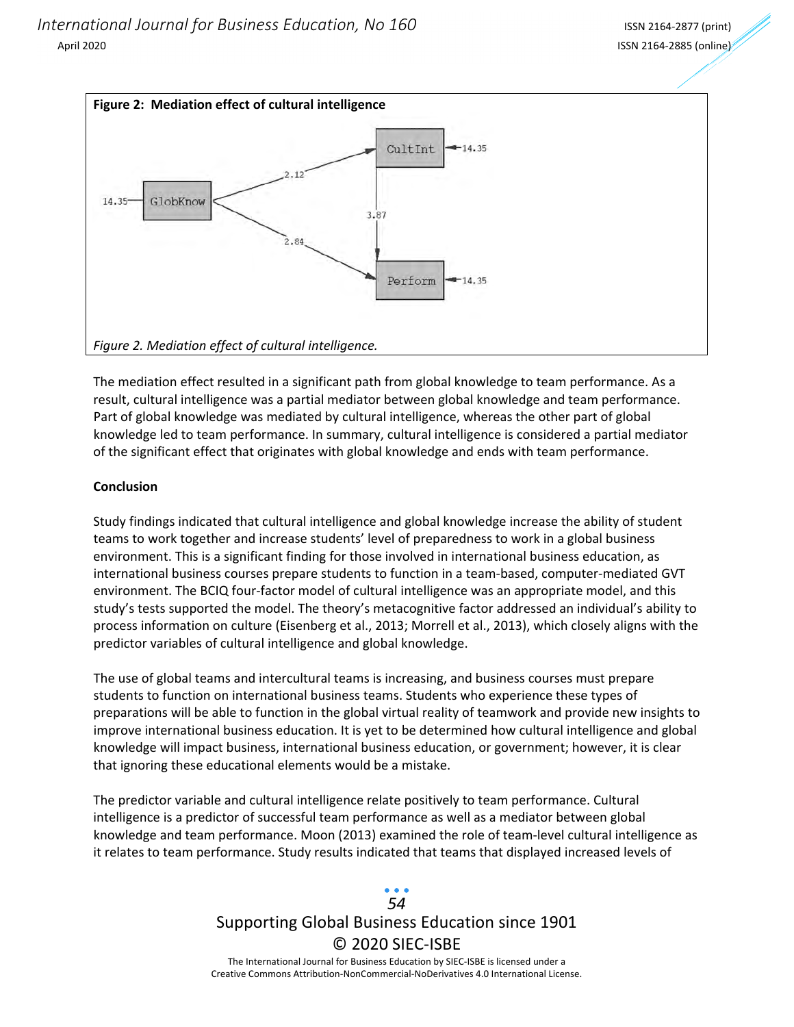**Figure 2: Mediation effect of cultural intelligence**

*Figure 2. Mediation effect of cultural intelligence.*

The mediation effect resulted in a significant path from global knowledge to team performance. As a result, cultural intelligence was a partial mediator between global knowledge and team performance. Part of global knowledge was mediated by cultural intelligence, whereas the other part of global knowledge led to team performance. In summary, cultural intelligence is considered a partial mediator of the significant effect that originates with global knowledge and ends with team performance.

**Conclusion**

Study findings indicated that cultural intelligence and global knowledge increase the ability of student teams to work together and increase students' level of preparedness to work in a global business environment. This is a significant finding for those involved in international business education, as international business courses prepare students to function in a team-based, computer-mediated GVT environment. The BCIQ four-factor model of cultural intelligence was an appropriate model, and this study's tests supported the model. The theory's metacognitive factor addressed an individual's ability to process information on culture (Eisenberg et al., 2013; Morrell et al., 2013), which closely aligns with the predictor variables of cultural intelligence and global knowledge.

The use of global teams and intercultural teams is increasing, and business courses must prepare students to function on international business teams. Students who experience these types of preparations will be able to function in the global virtual reality of teamwork and provide new insights to improve international business education. It is yet to be determined how cultural intelligence and global knowledge will impact business, international business education, or government; however, it is clear that ignoring these educational elements would be a mistake.

The predictor variable and cultural intelligence relate positively to team performance. Cultural intelligence is a predictor of successful team performance as well as a mediator between global knowledge and team performance. Moon (2013) examined the role of team-level cultural intelligence as it relates to team performance. Study results indicated that teams that displayed increased levels of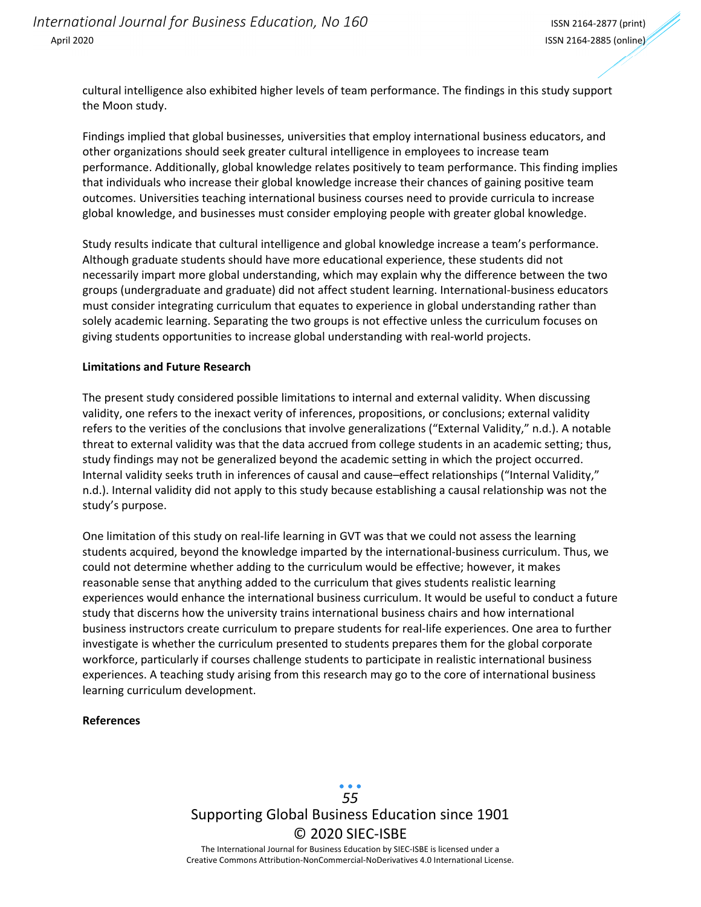cultural intelligence also exhibited higher levels of team performance. The findings in this study support the Moon study.

Findings implied that global businesses, universities that employ international business educators, and other organizations should seek greater cultural intelligence in employees to increase team performance. Additionally, global knowledge relates positively to team performance. This finding implies that individuals who increase their global knowledge increase their chances of gaining positive team outcomes. Universities teaching international business courses need to provide curricula to increase global knowledge, and businesses must consider employing people with greater global knowledge.

Study results indicate that cultural intelligence and global knowledge increase a team's performance. Although graduate students should have more educational experience, these students did not necessarily impart more global understanding, which may explain why the difference between the two groups (undergraduate and graduate) did not affect student learning. International-business educators must consider integrating curriculum that equates to experience in global understanding rather than solely academic learning. Separating the two groups is not effective unless the curriculum focuses on giving students opportunities to increase global understanding with real-world projects.

**Limitations and Future Research**

The present study considered possible limitations to internal and external validity. When discussing validity, one refers to the inexact verity of inferences, propositions, or conclusions; external validity refers to the verities of the conclusions that involve generalizations ("External Validity," n.d.). A notable threat to external validity was that the data accrued from college students in an academic setting; thus, study findings may not be generalized beyond the academic setting in which the project occurred. Internal validity seeks truth in inferences of causal and cause–effect relationships ("Internal Validity," n.d.). Internal validity did not apply to this study because establishing a causal relationship was not the study's purpose.

One limitation of this study on real-life learning in GVT was that we could not assess the learning students acquired, beyond the knowledge imparted by the international-business curriculum. Thus, we could not determine whether adding to the curriculum would be effective; however, it makes reasonable sense that anything added to the curriculum that gives students realistic learning experiences would enhance the international business curriculum. It would be useful to conduct a future study that discerns how the university trains international business chairs and how international business instructors create curriculum to prepare students for real-life experiences. One area to further investigate is whether the curriculum presented to students prepares them for the global corporate workforce, particularly if courses challenge students to participate in realistic international business experiences. A teaching study arising from this research may go to the core of international business learning curriculum development.

**References**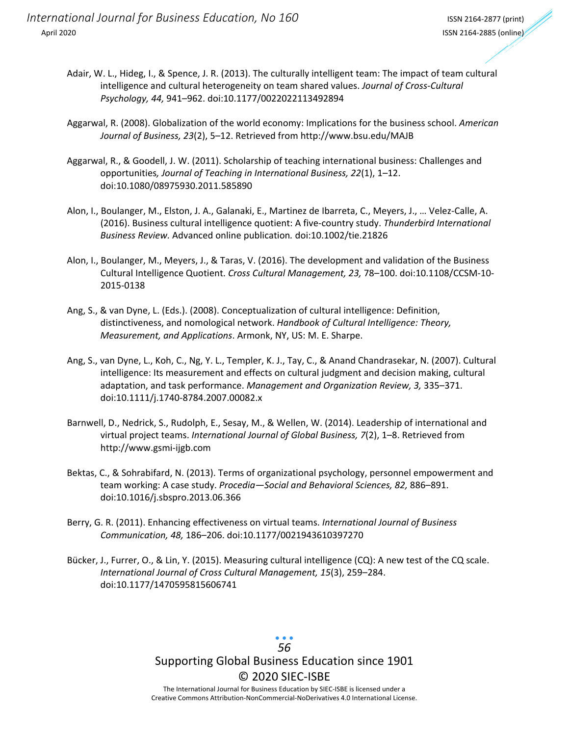Adair, W. L., Hideg, I., & Spence, J. R. (2013). The culturally intelligent team: The impact of team cultural intelligence and cultural heterogeneity on team shared values. *Journal of Cross-Cultural Psychology, 44,* 941–962. doi:10.1177/0022022113492894

Aggarwal, R. (2008). Globalization of the world economy: Implications for the business school. *American Journal of Business, 23*(2), 5–12. Retrieved from http://www.bsu.edu/MAJB

Aggarwal, R., & Goodell, J. W. (2011). Scholarship of teaching international business: Challenges and opportunities*, Journal of Teaching in International Business, 22*(1), 1–12. doi:10.1080/08975930.2011.585890

Alon, I., Boulanger, M., Elston, J. A., Galanaki, E., Martinez de Ibarreta, C., Meyers, J., … Velez-Calle, A. (2016). Business cultural intelligence quotient: A five-country study. *Thunderbird International Business Review.* Advanced online publication*.* doi:10.1002/tie.21826

Alon, I., Boulanger, M., Meyers, J., & Taras, V. (2016). The development and validation of the Business Cultural Intelligence Quotient. *Cross Cultural Management, 23,* 78–100. doi:10.1108/CCSM-10-2015-0138

Ang, S., & van Dyne, L. (Eds.). (2008). Conceptualization of cultural intelligence: Definition, distinctiveness, and nomological network. *Handbook of Cultural Intelligence: Theory, Measurement, and Applications*. Armonk, NY, US: M. E. Sharpe.

Ang, S., van Dyne, L., Koh, C., Ng, Y. L., Templer, K. J., Tay, C., & Anand Chandrasekar, N. (2007). Cultural intelligence: Its measurement and effects on cultural judgment and decision making, cultural adaptation, and task performance. *Management and Organization Review, 3,* 335–371. doi:10.1111/j.1740-8784.2007.00082.x

Barnwell, D., Nedrick, S., Rudolph, E., Sesay, M., & Wellen, W. (2014). Leadership of international and virtual project teams. *International Journal of Global Business, 7*(2), 1–8. Retrieved from http://www.gsmi-ijgb.com

Bektas, C., & Sohrabifard, N. (2013). Terms of organizational psychology, personnel empowerment and team working: A case study. *Procedia—Social and Behavioral Sciences, 82,* 886–891. doi:10.1016/j.sbspro.2013.06.366

Berry, G. R. (2011). Enhancing effectiveness on virtual teams. *International Journal of Business Communication, 48,* 186–206. doi:10.1177/0021943610397270

Bücker, J., Furrer, O., & Lin, Y. (2015). Measuring cultural intelligence (CQ): A new test of the CQ scale. *International Journal of Cross Cultural Management, 15*(3), 259–284. doi:10.1177/1470595815606741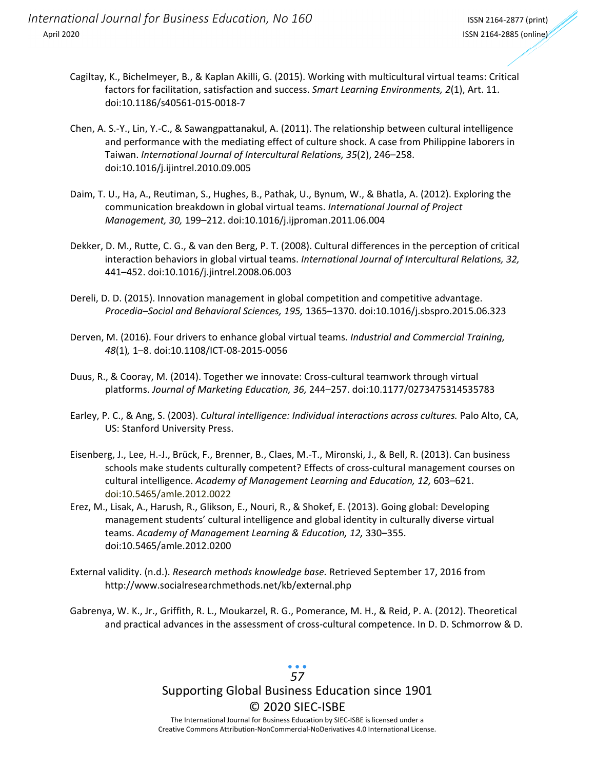Cagiltay, K., Bichelmeyer, B., & Kaplan Akilli, G. (2015). Working with multicultural virtual teams: Critical factors for facilitation, satisfaction and success. *Smart Learning Environments, 2*(1), Art. 11. doi:10.1186/s40561-015-0018-7

Chen, A. S.-Y., Lin, Y.-C., & Sawangpattanakul, A. (2011). The relationship between cultural intelligence and performance with the mediating effect of culture shock. A case from Philippine laborers in Taiwan. *International Journal of Intercultural Relations, 35*(2), 246–258. doi:10.1016/j.ijintrel.2010.09.005

Daim, T. U., Ha, A., Reutiman, S., Hughes, B., Pathak, U., Bynum, W., & Bhatla, A. (2012). Exploring the communication breakdown in global virtual teams. *International Journal of Project Management, 30,* 199–212. doi:10.1016/j.ijproman.2011.06.004

Dekker, D. M., Rutte, C. G., & van den Berg, P. T. (2008). Cultural differences in the perception of critical interaction behaviors in global virtual teams. *International Journal of Intercultural Relations, 32,* 441–452. doi:10.1016/j.jintrel.2008.06.003

Dereli, D. D. (2015). Innovation management in global competition and competitive advantage. *Procedia–Social and Behavioral Sciences, 195,* 1365–1370. doi:10.1016/j.sbspro.2015.06.323

Derven, M. (2016). Four drivers to enhance global virtual teams. *Industrial and Commercial Training, 48*(1), 1–8. doi:10.1108/ICT-08-2015-0056

Duus, R., & Cooray, M. (2014). Together we innovate: Cross-cultural teamwork through virtual platforms. *Journal of Marketing Education, 36,* 244–257. doi:10.1177/0273475314535783

Earley, P. C., & Ang, S. (2003). *Cultural intelligence: Individual interactions across cultures.* Palo Alto, CA, US: Stanford University Press.

Eisenberg, J., Lee, H.-J., Brück, F., Brenner, B., Claes, M.-T., Mironski, J., & Bell, R. (2013). Can business schools make students culturally competent? Effects of cross-cultural management courses on cultural intelligence. *Academy of Management Learning and Education, 12,* 603–621. doi:10.5465/amle.2012.0022

Erez, M., Lisak, A., Harush, R., Glikson, E., Nouri, R., & Shokef, E. (2013). Going global: Developing management students' cultural intelligence and global identity in culturally diverse virtual teams. *Academy of Management Learning & Education, 12,* 330–355. doi:10.5465/amle.2012.0200

External validity. (n.d.). *Research methods knowledge base.* Retrieved September 17, 2016 from http://www.socialresearchmethods.net/kb/external.php

Gabrenya, W. K., Jr., Griffith, R. L., Moukarzel, R. G., Pomerance, M. H., & Reid, P. A. (2012). Theoretical and practical advances in the assessment of cross-cultural competence. In D. D. Schmorrow & D.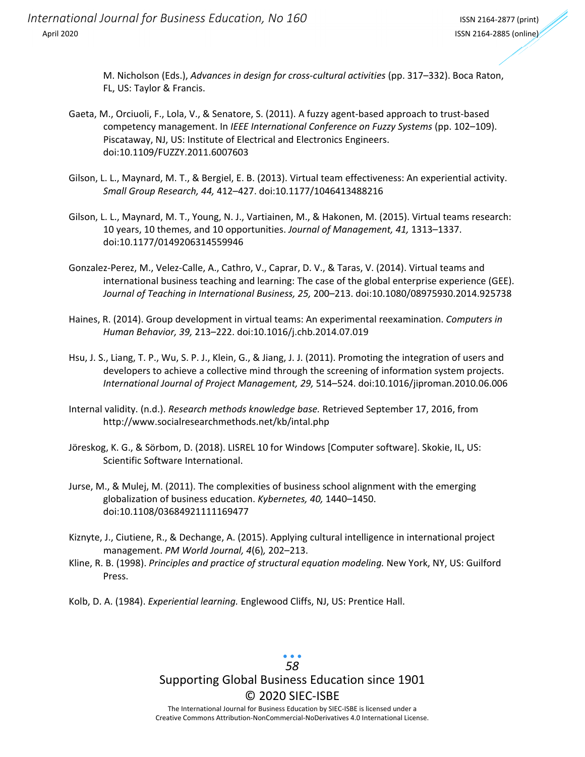M. Nicholson (Eds.), *Advances in design for cross-cultural activities* (pp. 317–332). Boca Raton, FL, US: Taylor & Francis.

Gaeta, M., Orciuoli, F., Lola, V., & Senatore, S. (2011). A fuzzy agent-based approach to trust-based competency management. In *IEEE International Conference on Fuzzy Systems* (pp. 102–109). Piscataway, NJ, US: Institute of Electrical and Electronics Engineers. doi:10.1109/FUZZY.2011.6007603

Gilson, L. L., Maynard, M. T., & Bergiel, E. B. (2013). Virtual team effectiveness: An experiential activity. *Small Group Research, 44,* 412–427. doi:10.1177/1046413488216

Gilson, L. L., Maynard, M. T., Young, N. J., Vartiainen, M., & Hakonen, M. (2015). Virtual teams research: 10 years, 10 themes, and 10 opportunities. *Journal of Management, 41,* 1313–1337. doi:10.1177/0149206314559946

Gonzalez-Perez, M., Velez-Calle, A., Cathro, V., Caprar, D. V., & Taras, V. (2014). Virtual teams and international business teaching and learning: The case of the global enterprise experience (GEE). *Journal of Teaching in International Business, 25,* 200–213. doi:10.1080/08975930.2014.925738

Haines, R. (2014). Group development in virtual teams: An experimental reexamination. *Computers in Human Behavior, 39,* 213–222. doi:10.1016/j.chb.2014.07.019

Hsu, J. S., Liang, T. P., Wu, S. P. J., Klein, G., & Jiang, J. J. (2011). Promoting the integration of users and developers to achieve a collective mind through the screening of information system projects. *International Journal of Project Management, 29,* 514–524. doi:10.1016/jiproman.2010.06.006

Internal validity. (n.d.). *Research methods knowledge base.* Retrieved September 17, 2016, from http://www.socialresearchmethods.net/kb/intal.php

Jöreskog, K. G., & Sörbom, D. (2018). LISREL 10 for Windows [Computer software]. Skokie, IL, US: Scientific Software International.

Jurse, M., & Mulej, M. (2011). The complexities of business school alignment with the emerging globalization of business education. *Kybernetes, 40,* 1440–1450. doi:10.1108/03684921111169477

Kiznyte, J., Ciutiene, R., & Dechange, A. (2015). Applying cultural intelligence in international project management. *PM World Journal, 4*(6)*,* 202–213.

Kline, R. B. (1998). *Principles and practice of structural equation modeling.* New York, NY, US: Guilford Press.

Kolb, D. A. (1984). *Experiential learning.* Englewood Cliffs, NJ, US: Prentice Hall.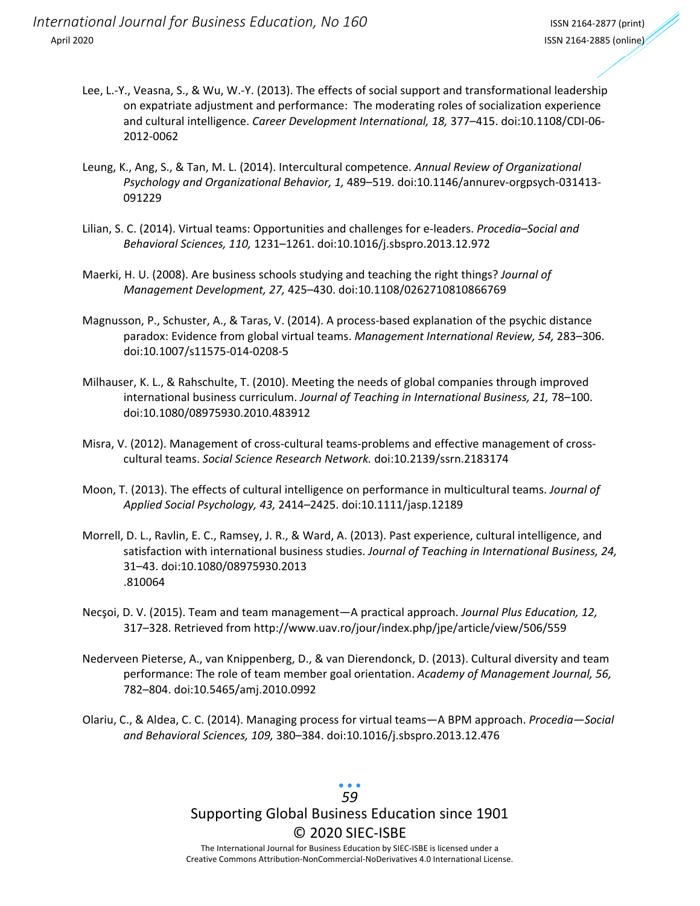Lee, L.-Y., Veasna, S., & Wu, W.-Y. (2013). The effects of social support and transformational leadership on expatriate adjustment and performance: The moderating roles of socialization experience and cultural intelligence. *Career Development International, 18,* 377–415. doi:10.1108/CDI-06-2012-0062

Leung, K., Ang, S., & Tan, M. L. (2014). Intercultural competence. *Annual Review of Organizational Psychology and Organizational Behavior, 1,* 489–519. doi:10.1146/annurev-orgpsych-031413-091229

Lilian, S. C. (2014). Virtual teams: Opportunities and challenges for e-leaders. *Procedia–Social and Behavioral Sciences, 110,* 1231–1261. doi:10.1016/j.sbspro.2013.12.972

Maerki, H. U. (2008). Are business schools studying and teaching the right things? *Journal of Management Development, 27,* 425–430. doi:10.1108/0262710810866769

Magnusson, P., Schuster, A., & Taras, V. (2014). A process-based explanation of the psychic distance paradox: Evidence from global virtual teams. *Management International Review, 54,* 283–306. doi:10.1007/s11575-014-0208-5

Milhauser, K. L., & Rahschulte, T. (2010). Meeting the needs of global companies through improved international business curriculum. *Journal of Teaching in International Business, 21,* 78–100. doi:10.1080/08975930.2010.483912

Misra, V. (2012). Management of cross-cultural teams-problems and effective management of cross-cultural teams. *Social Science Research Network.* doi:10.2139/ssrn.2183174

Moon, T. (2013). The effects of cultural intelligence on performance in multicultural teams. *Journal of Applied Social Psychology, 43,* 2414–2425. doi:10.1111/jasp.12189

Morrell, D. L., Ravlin, E. C., Ramsey, J. R., & Ward, A. (2013). Past experience, cultural intelligence, and satisfaction with international business studies. *Journal of Teaching in International Business, 24,* 31–43. doi:10.1080/08975930.2013.810064

Necşoi, D. V. (2015). Team and team management—A practical approach. *Journal Plus Education, 12,* 317–328. Retrieved from http://www.uav.ro/jour/index.php/jpe/article/view/506/559

Nederveen Pieterse, A., van Knippenberg, D., & van Dierendonck, D. (2013). Cultural diversity and team performance: The role of team member goal orientation. *Academy of Management Journal, 56,* 782–804. doi:10.5465/amj.2010.0992

Olariu, C., & Aldea, C. C. (2014). Managing process for virtual teams—A BPM approach. *Procedia—Social and Behavioral Sciences, 109,* 380–384. doi:10.1016/j.sbspro.2013.12.476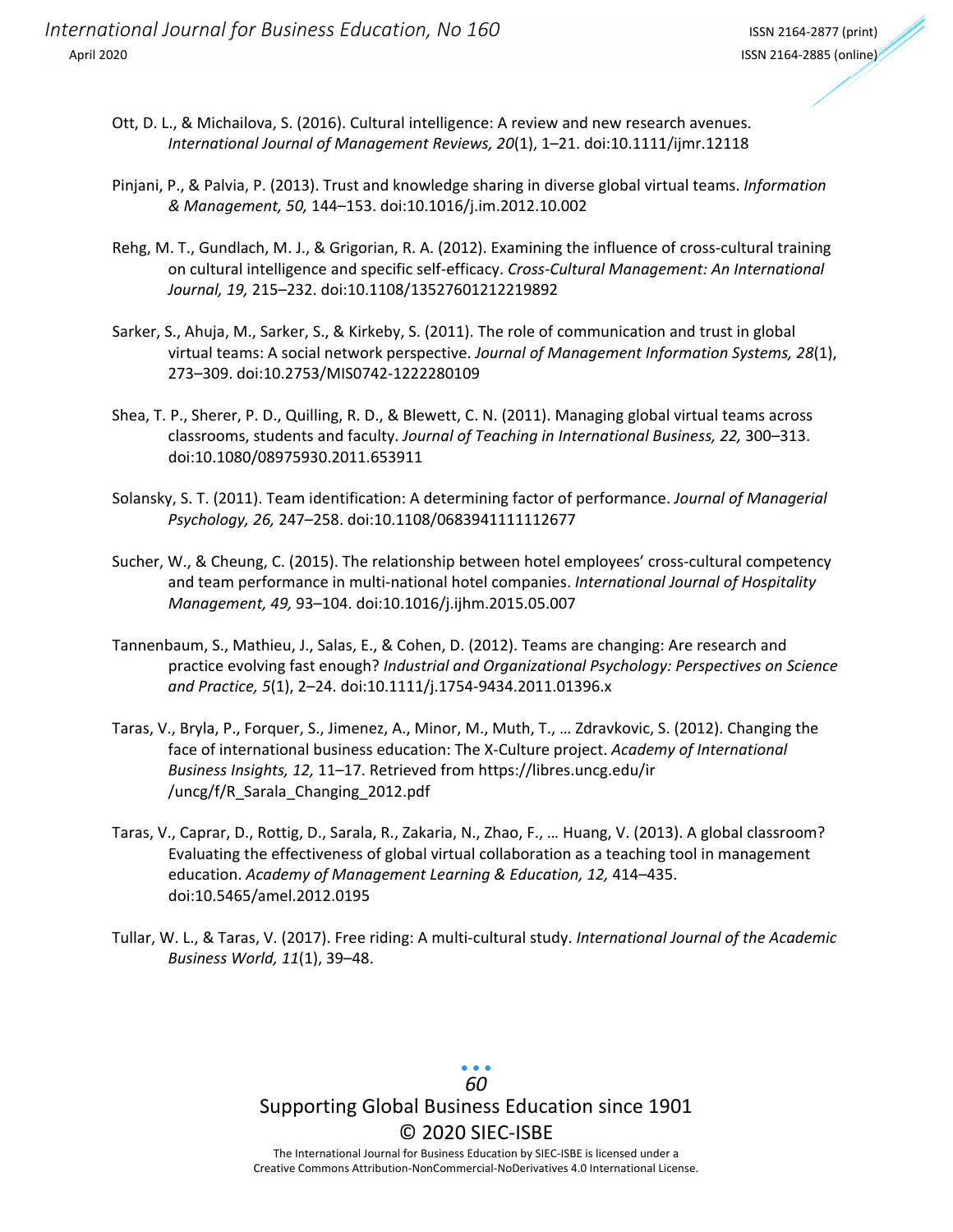Ott, D. L., & Michailova, S. (2016). Cultural intelligence: A review and new research avenues. *International Journal of Management Reviews, 20*(1), 1–21. doi:10.1111/ijmr.12118

Pinjani, P., & Palvia, P. (2013). Trust and knowledge sharing in diverse global virtual teams. *Information & Management, 50,* 144–153. doi:10.1016/j.im.2012.10.002

Rehg, M. T., Gundlach, M. J., & Grigorian, R. A. (2012). Examining the influence of cross-cultural training on cultural intelligence and specific self-efficacy. *Cross-Cultural Management: An International Journal, 19,* 215–232. doi:10.1108/13527601212219892

Sarker, S., Ahuja, M., Sarker, S., & Kirkeby, S. (2011). The role of communication and trust in global virtual teams: A social network perspective. *Journal of Management Information Systems, 28*(1), 273–309. doi:10.2753/MIS0742-1222280109

Shea, T. P., Sherer, P. D., Quilling, R. D., & Blewett, C. N. (2011). Managing global virtual teams across classrooms, students and faculty. *Journal of Teaching in International Business, 22,* 300–313. doi:10.1080/08975930.2011.653911

Solansky, S. T. (2011). Team identification: A determining factor of performance. *Journal of Managerial Psychology, 26,* 247–258. doi:10.1108/0683941111112677

Sucher, W., & Cheung, C. (2015). The relationship between hotel employees' cross-cultural competency and team performance in multi-national hotel companies. *International Journal of Hospitality Management, 49,* 93–104. doi:10.1016/j.ijhm.2015.05.007

Tannenbaum, S., Mathieu, J., Salas, E., & Cohen, D. (2012). Teams are changing: Are research and practice evolving fast enough? *Industrial and Organizational Psychology: Perspectives on Science and Practice, 5*(1), 2–24. doi:10.1111/j.1754-9434.2011.01396.x

Taras, V., Bryla, P., Forquer, S., Jimenez, A., Minor, M., Muth, T., … Zdravkovic, S. (2012). Changing the face of international business education: The X-Culture project. *Academy of International Business Insights, 12,* 11–17. Retrieved from https://libres.uncg.edu/ir/uncg/f/R_Sarala_Changing_2012.pdf

Taras, V., Caprar, D., Rottig, D., Sarala, R., Zakaria, N., Zhao, F., … Huang, V. (2013). A global classroom? Evaluating the effectiveness of global virtual collaboration as a teaching tool in management education. *Academy of Management Learning & Education, 12,* 414–435. doi:10.5465/amel.2012.0195

Tullar, W. L., & Taras, V. (2017). Free riding: A multi-cultural study. *International Journal of the Academic Business World, 11*(1), 39–48.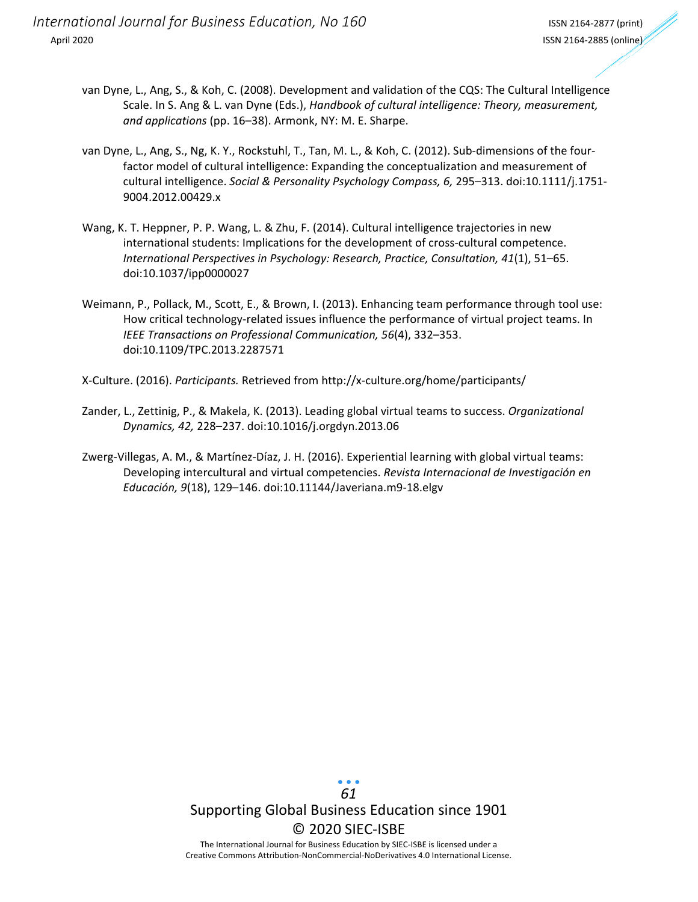van Dyne, L., Ang, S., & Koh, C. (2008). Development and validation of the CQS: The Cultural Intelligence Scale. In S. Ang & L. van Dyne (Eds.), *Handbook of cultural intelligence: Theory, measurement, and applications* (pp. 16–38). Armonk, NY: M. E. Sharpe.

van Dyne, L., Ang, S., Ng, K. Y., Rockstuhl, T., Tan, M. L., & Koh, C. (2012). Sub-dimensions of the four-factor model of cultural intelligence: Expanding the conceptualization and measurement of cultural intelligence. *Social & Personality Psychology Compass, 6,* 295–313. doi:10.1111/j.1751-9004.2012.00429.x

Wang, K. T. Heppner, P. P. Wang, L. & Zhu, F. (2014). Cultural intelligence trajectories in new international students: Implications for the development of cross-cultural competence. *International Perspectives in Psychology: Research, Practice, Consultation, 41*(1), 51–65. doi:10.1037/ipp0000027

Weimann, P., Pollack, M., Scott, E., & Brown, I. (2013). Enhancing team performance through tool use: How critical technology-related issues influence the performance of virtual project teams. In *IEEE Transactions on Professional Communication, 56*(4), 332–353. doi:10.1109/TPC.2013.2287571

X-Culture. (2016). *Participants.* Retrieved from http://x-culture.org/home/participants/

Zander, L., Zettinig, P., & Makela, K. (2013). Leading global virtual teams to success. *Organizational Dynamics, 42,* 228–237. doi:10.1016/j.orgdyn.2013.06

Zwerg-Villegas, A. M., & Martínez-Díaz, J. H. (2016). Experiential learning with global virtual teams: Developing intercultural and virtual competencies. *Revista Internacional de Investigación en Educación, 9*(18), 129–146. doi:10.11144/Javeriana.m9-18.elgv